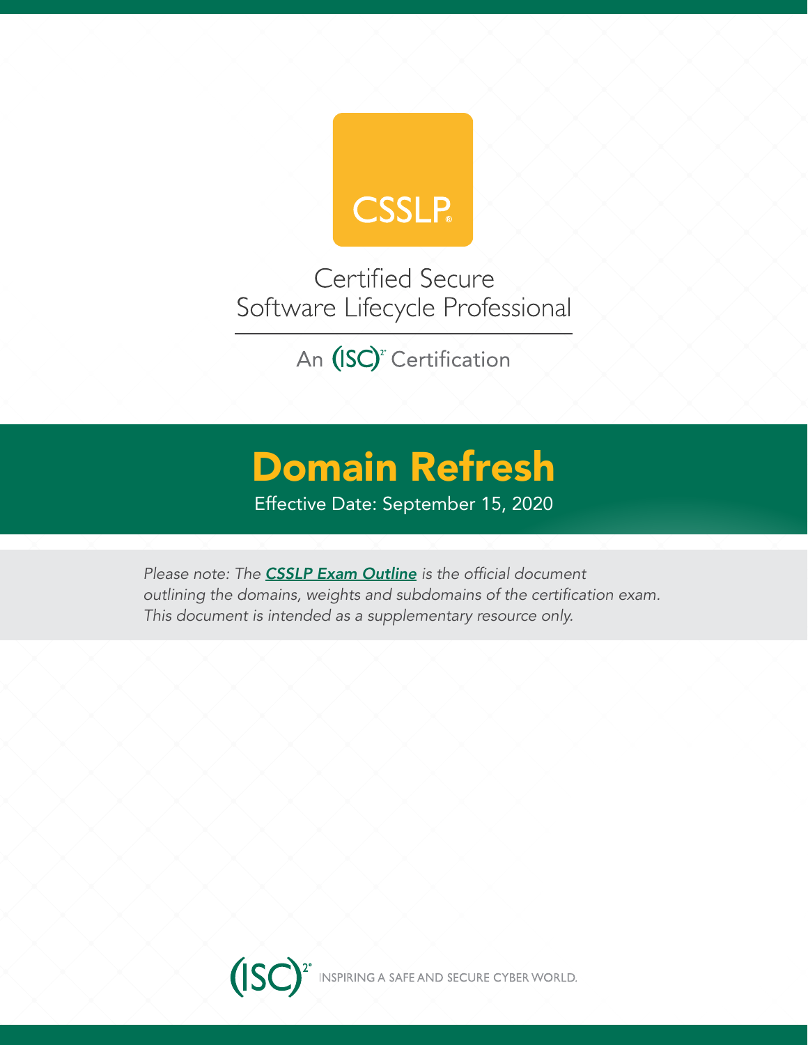CSSLP®

# Certified Secure Software Lifecycle Professional

An (ISC)² Certification

# Domain Refresh

Effective Date: September 15, 2020

*Please note: The **CSSLP Exam Outline** is the official document outlining the domains, weights and subdomains of the certification exam. This document is intended as a supplementary resource only.*

(ISC)² INSPIRING A SAFE AND SECURE CYBER WORLD.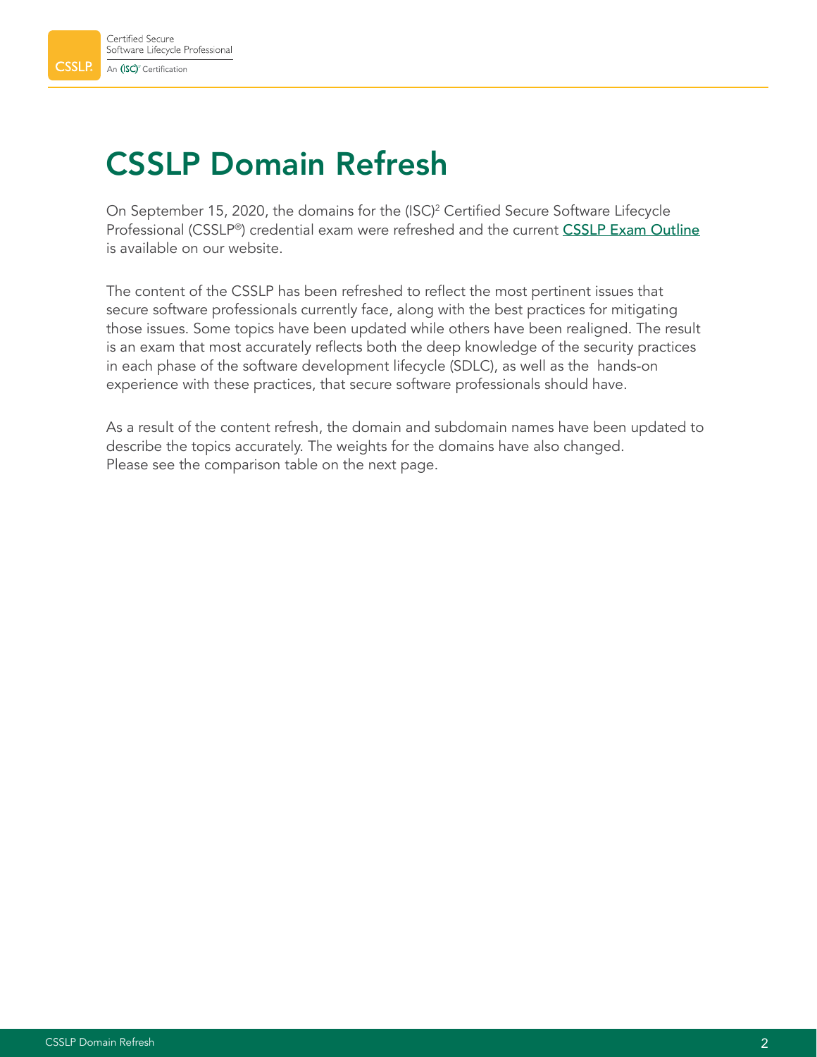# CSSLP Domain Refresh

On September 15, 2020, the domains for the (ISC)² Certified Secure Software Lifecycle Professional (CSSLP®) credential exam were refreshed and the current CSSLP Exam Outline is available on our website.

The content of the CSSLP has been refreshed to reflect the most pertinent issues that secure software professionals currently face, along with the best practices for mitigating those issues. Some topics have been updated while others have been realigned. The result is an exam that most accurately reflects both the deep knowledge of the security practices in each phase of the software development lifecycle (SDLC), as well as the hands-on experience with these practices, that secure software professionals should have.

As a result of the content refresh, the domain and subdomain names have been updated to describe the topics accurately. The weights for the domains have also changed. Please see the comparison table on the next page.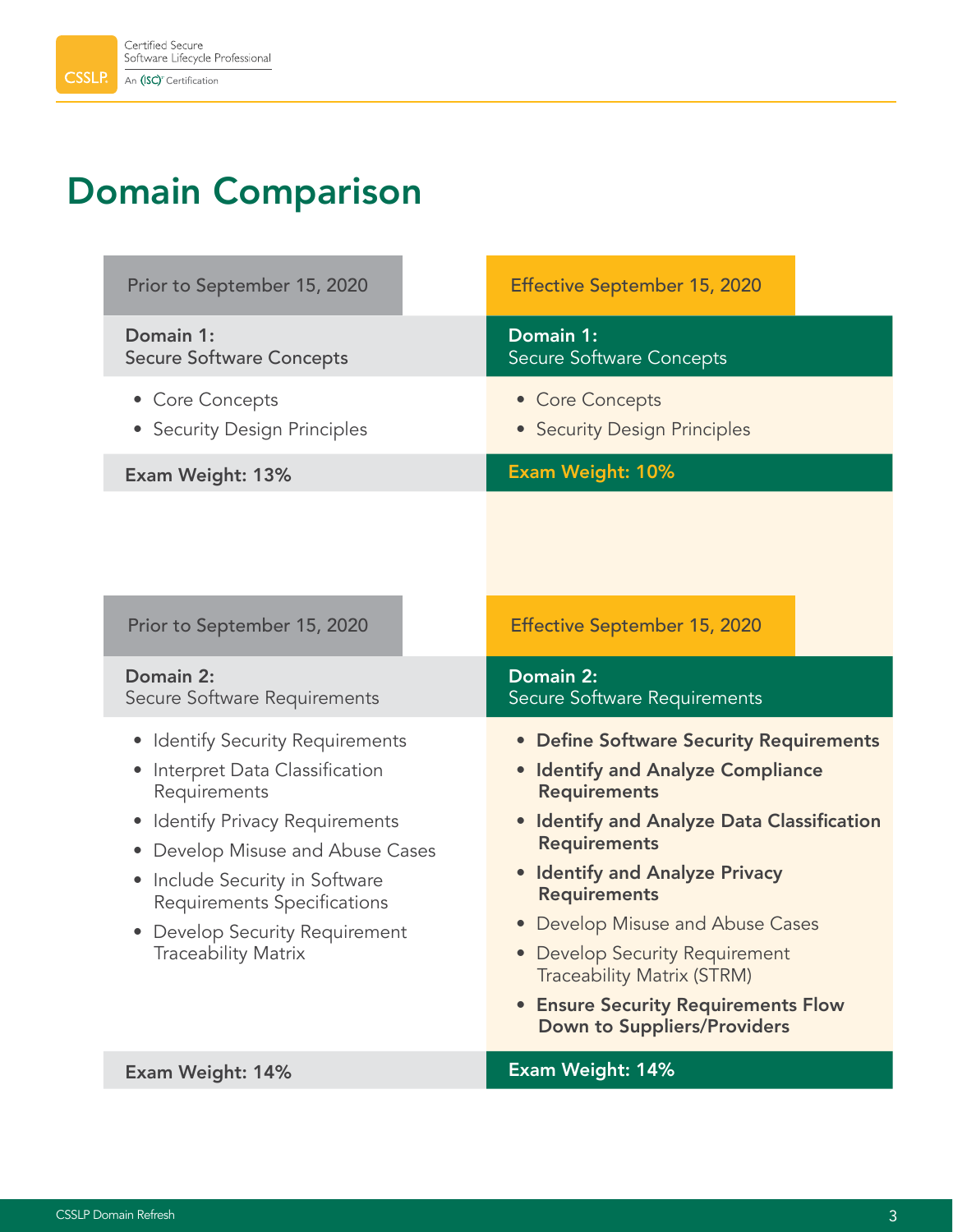# Domain Comparison

| Prior to September 15, 2020 | Effective September 15, 2020 |
| --- | --- |
| **Domain 1:** Secure Software Concepts | **Domain 1:** Secure Software Concepts |
| • Core Concepts<br>• Security Design Principles | • Core Concepts<br>• Security Design Principles |
| **Exam Weight: 13%** | **Exam Weight: 10%** |

| Prior to September 15, 2020 | Effective September 15, 2020 |
| --- | --- |
| **Domain 2:** Secure Software Requirements | **Domain 2:** Secure Software Requirements |
| • Identify Security Requirements<br>• Interpret Data Classification Requirements<br>• Identify Privacy Requirements<br>• Develop Misuse and Abuse Cases<br>• Include Security in Software Requirements Specifications<br>• Develop Security Requirement Traceability Matrix | • **Define Software Security Requirements**<br>• **Identify and Analyze Compliance Requirements**<br>• **Identify and Analyze Data Classification Requirements**<br>• **Identify and Analyze Privacy Requirements**<br>• Develop Misuse and Abuse Cases<br>• Develop Security Requirement Traceability Matrix (STRM)<br>• **Ensure Security Requirements Flow Down to Suppliers/Providers** |
| **Exam Weight: 14%** | **Exam Weight: 14%** |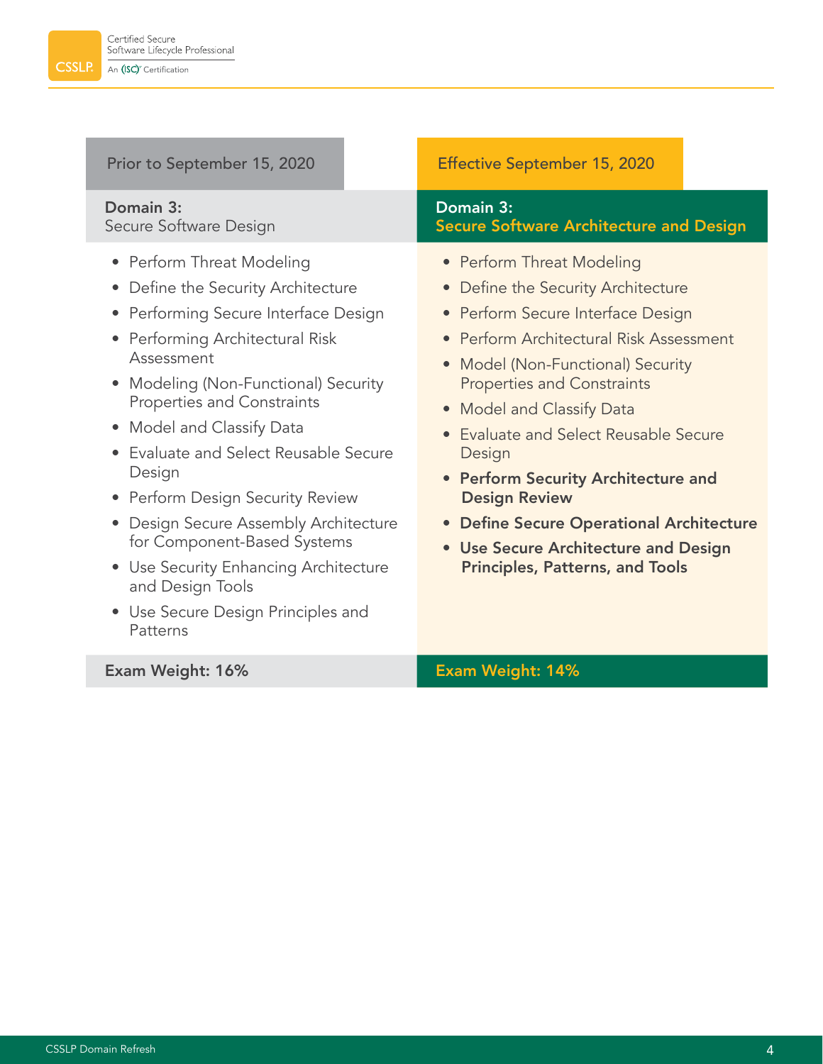| Prior to September 15, 2020 | Effective September 15, 2020 |
| --- | --- |
| **Domain 3:** Secure Software Design | **Domain 3:** **Secure Software Architecture and Design** |
| • Perform Threat Modeling<br>• Define the Security Architecture<br>• Performing Secure Interface Design<br>• Performing Architectural Risk Assessment<br>• Modeling (Non-Functional) Security Properties and Constraints<br>• Model and Classify Data<br>• Evaluate and Select Reusable Secure Design<br>• Perform Design Security Review<br>• Design Secure Assembly Architecture for Component-Based Systems<br>• Use Security Enhancing Architecture and Design Tools<br>• Use Secure Design Principles and Patterns | • Perform Threat Modeling<br>• Define the Security Architecture<br>• Perform Secure Interface Design<br>• Perform Architectural Risk Assessment<br>• Model (Non-Functional) Security Properties and Constraints<br>• Model and Classify Data<br>• Evaluate and Select Reusable Secure Design<br>• **Perform Security Architecture and Design Review**<br>• **Define Secure Operational Architecture**<br>• **Use Secure Architecture and Design Principles, Patterns, and Tools** |
| **Exam Weight: 16%** | **Exam Weight: 14%** |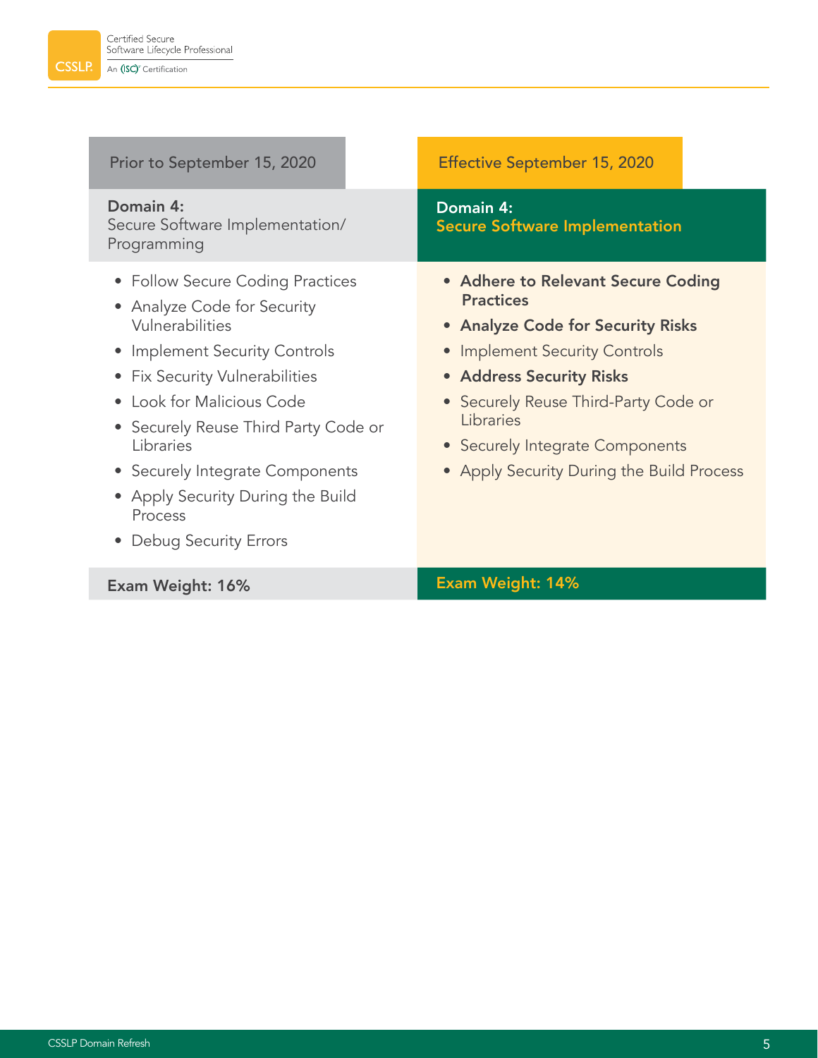| Prior to September 15, 2020 | Effective September 15, 2020 |
|---|---|
| **Domain 4:** Secure Software Implementation/ Programming | **Domain 4:** **Secure Software Implementation** |
| • Follow Secure Coding Practices<br>• Analyze Code for Security Vulnerabilities<br>• Implement Security Controls<br>• Fix Security Vulnerabilities<br>• Look for Malicious Code<br>• Securely Reuse Third Party Code or Libraries<br>• Securely Integrate Components<br>• Apply Security During the Build Process<br>• Debug Security Errors | • **Adhere to Relevant Secure Coding Practices**<br>• **Analyze Code for Security Risks**<br>• Implement Security Controls<br>• **Address Security Risks**<br>• Securely Reuse Third-Party Code or Libraries<br>• Securely Integrate Components<br>• Apply Security During the Build Process |
| **Exam Weight: 16%** | **Exam Weight: 14%** |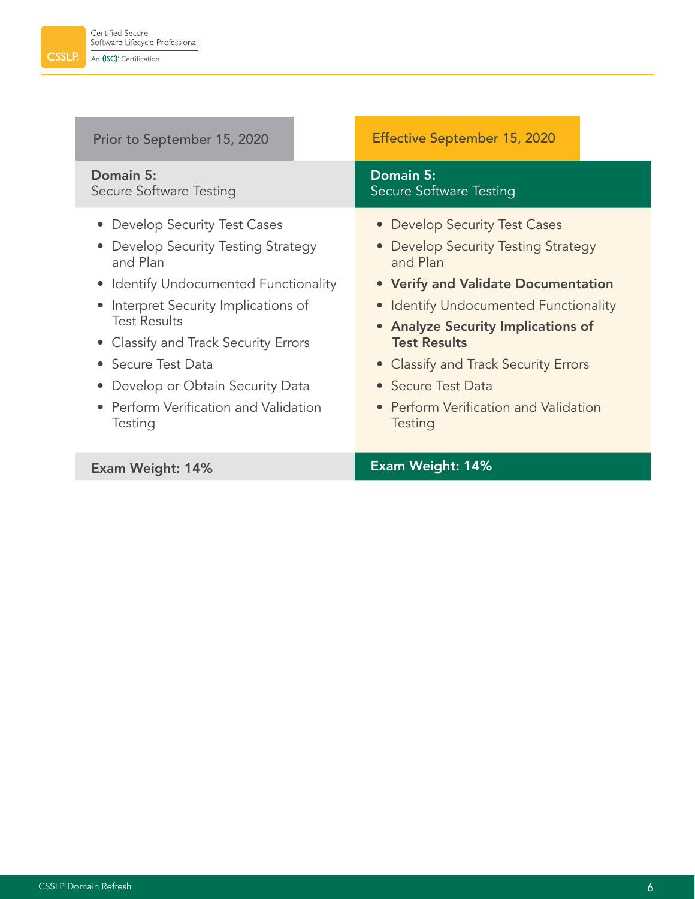| Prior to September 15, 2020 | Effective September 15, 2020 |
|---|---|
| **Domain 5:** Secure Software Testing | **Domain 5:** Secure Software Testing |
| • Develop Security Test Cases<br>• Develop Security Testing Strategy and Plan<br>• Identify Undocumented Functionality<br>• Interpret Security Implications of Test Results<br>• Classify and Track Security Errors<br>• Secure Test Data<br>• Develop or Obtain Security Data<br>• Perform Verification and Validation Testing | • Develop Security Test Cases<br>• Develop Security Testing Strategy and Plan<br>• **Verify and Validate Documentation**<br>• Identify Undocumented Functionality<br>• **Analyze Security Implications of Test Results**<br>• Classify and Track Security Errors<br>• Secure Test Data<br>• Perform Verification and Validation Testing |
| **Exam Weight: 14%** | **Exam Weight: 14%** |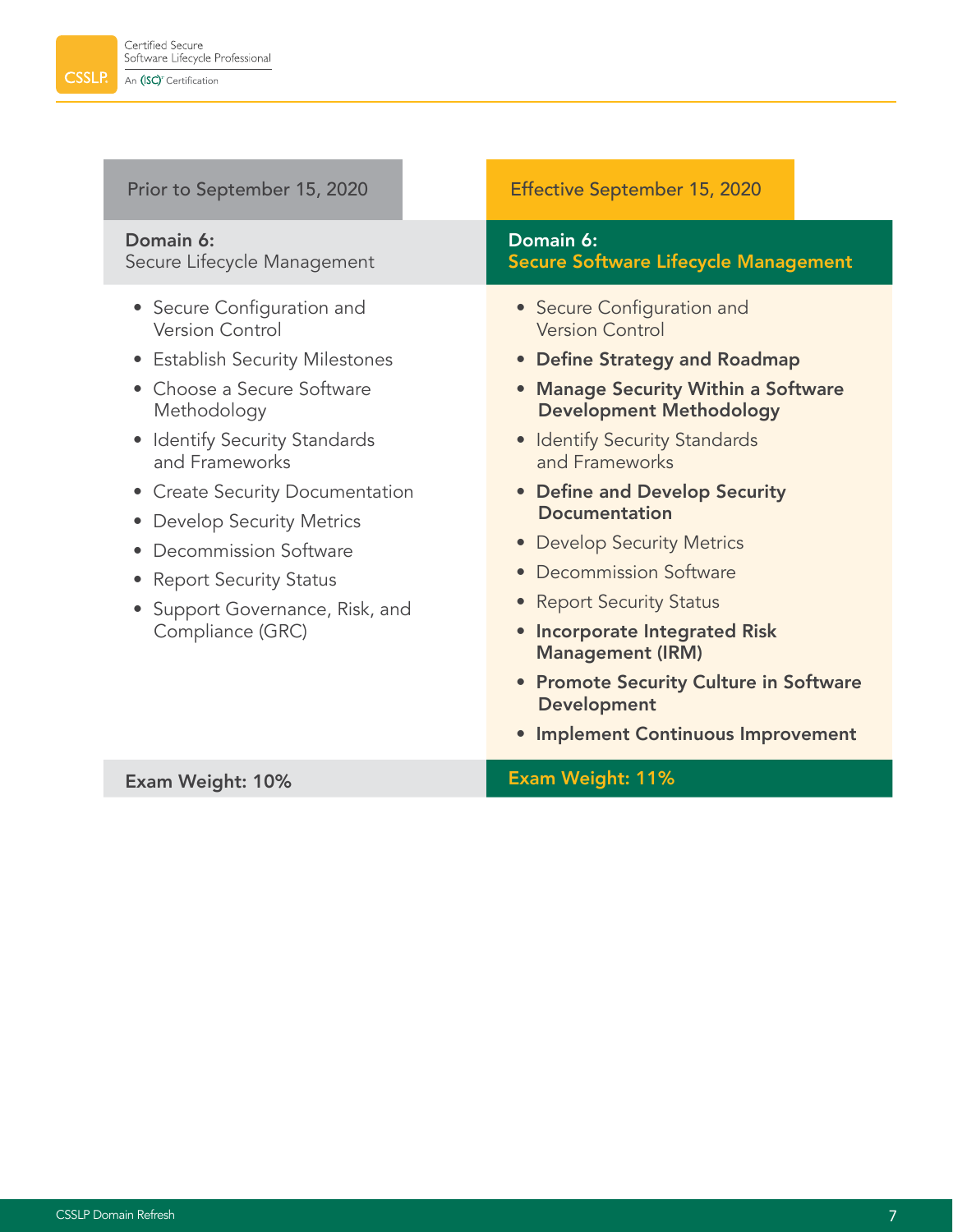| Prior to September 15, 2020 | Effective September 15, 2020 |
|---|---|
| **Domain 6:** Secure Lifecycle Management | **Domain 6:** **Secure Software Lifecycle Management** |
| • Secure Configuration and Version Control<br>• Establish Security Milestones<br>• Choose a Secure Software Methodology<br>• Identify Security Standards and Frameworks<br>• Create Security Documentation<br>• Develop Security Metrics<br>• Decommission Software<br>• Report Security Status<br>• Support Governance, Risk, and Compliance (GRC) | • Secure Configuration and Version Control<br>• **Define Strategy and Roadmap**<br>• **Manage Security Within a Software Development Methodology**<br>• Identify Security Standards and Frameworks<br>• **Define and Develop Security Documentation**<br>• Develop Security Metrics<br>• Decommission Software<br>• Report Security Status<br>• **Incorporate Integrated Risk Management (IRM)**<br>• **Promote Security Culture in Software Development**<br>• **Implement Continuous Improvement** |
| **Exam Weight: 10%** | **Exam Weight: 11%** |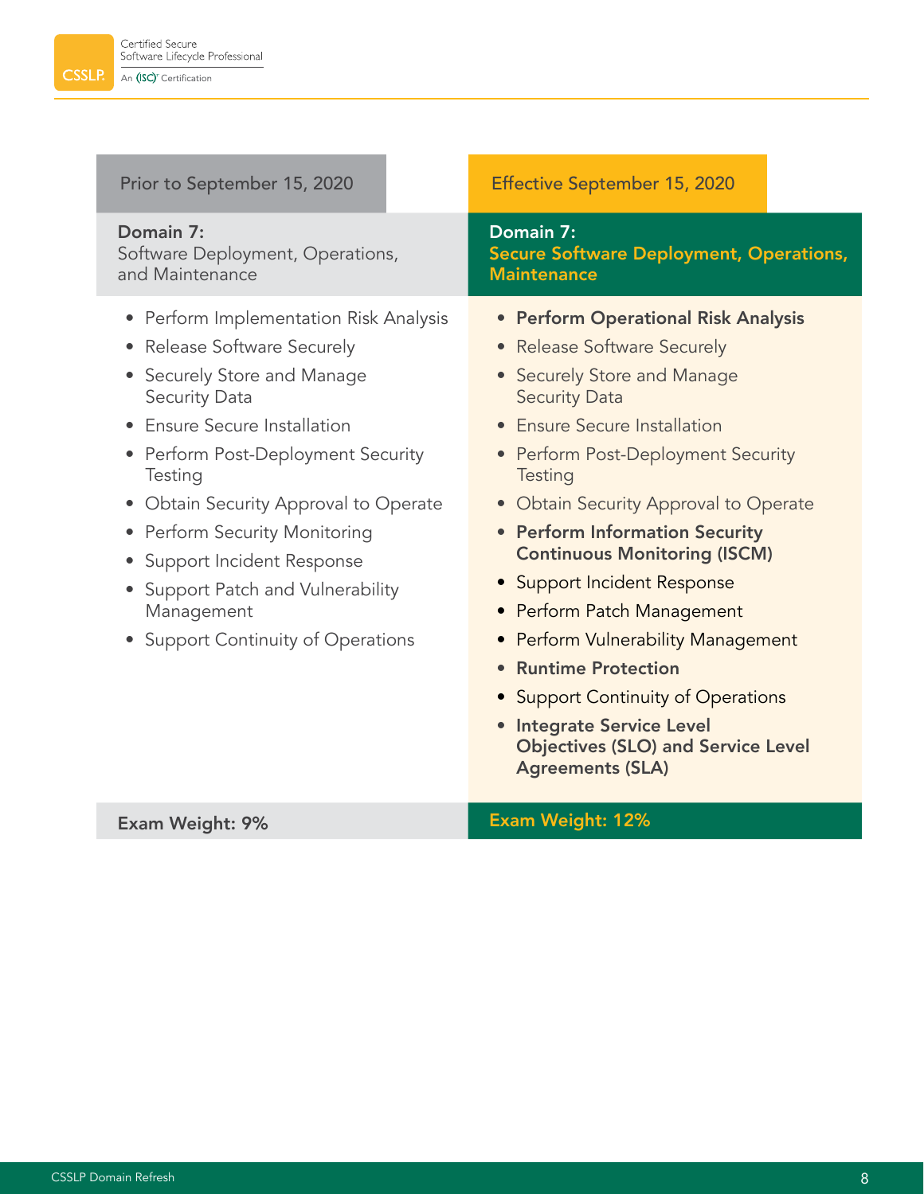| Prior to September 15, 2020 | Effective September 15, 2020 |
|---|---|
| **Domain 7:** Software Deployment, Operations, and Maintenance | **Domain 7:** **Secure Software Deployment, Operations, Maintenance** |
| • Perform Implementation Risk Analysis<br>• Release Software Securely<br>• Securely Store and Manage Security Data<br>• Ensure Secure Installation<br>• Perform Post-Deployment Security Testing<br>• Obtain Security Approval to Operate<br>• Perform Security Monitoring<br>• Support Incident Response<br>• Support Patch and Vulnerability Management<br>• Support Continuity of Operations | • **Perform Operational Risk Analysis**<br>• Release Software Securely<br>• Securely Store and Manage Security Data<br>• Ensure Secure Installation<br>• Perform Post-Deployment Security Testing<br>• Obtain Security Approval to Operate<br>• **Perform Information Security Continuous Monitoring (ISCM)**<br>• Support Incident Response<br>• Perform Patch Management<br>• Perform Vulnerability Management<br>• **Runtime Protection**<br>• Support Continuity of Operations<br>• **Integrate Service Level Objectives (SLO) and Service Level Agreements (SLA)** |
| **Exam Weight: 9%** | **Exam Weight: 12%** |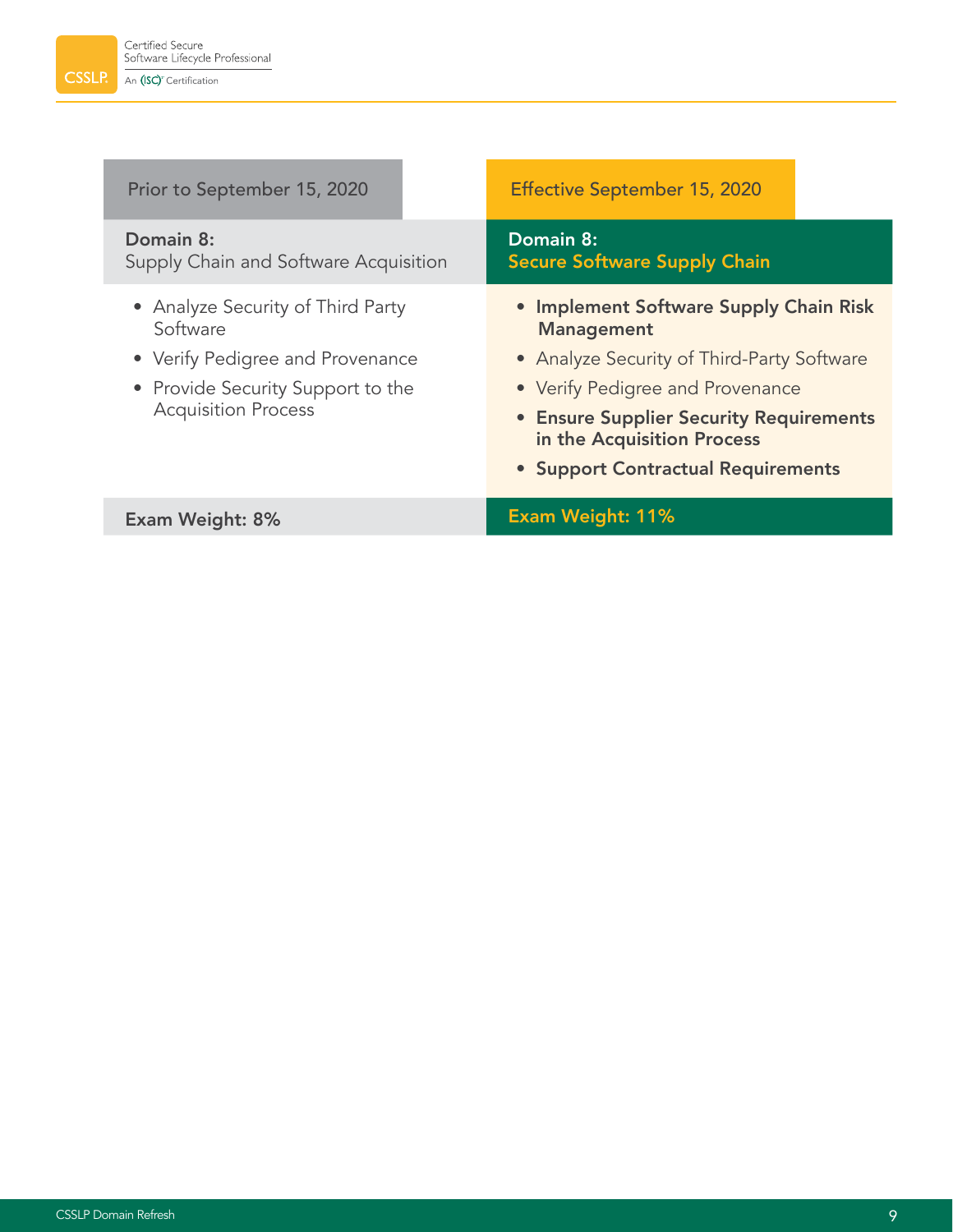| Prior to September 15, 2020 | Effective September 15, 2020 |
|---|---|
| **Domain 8:** Supply Chain and Software Acquisition | **Domain 8:** **Secure Software Supply Chain** |
| • Analyze Security of Third Party Software<br>• Verify Pedigree and Provenance<br>• Provide Security Support to the Acquisition Process | • **Implement Software Supply Chain Risk Management**<br>• Analyze Security of Third-Party Software<br>• Verify Pedigree and Provenance<br>• **Ensure Supplier Security Requirements in the Acquisition Process**<br>• **Support Contractual Requirements** |
| **Exam Weight: 8%** | **Exam Weight: 11%** |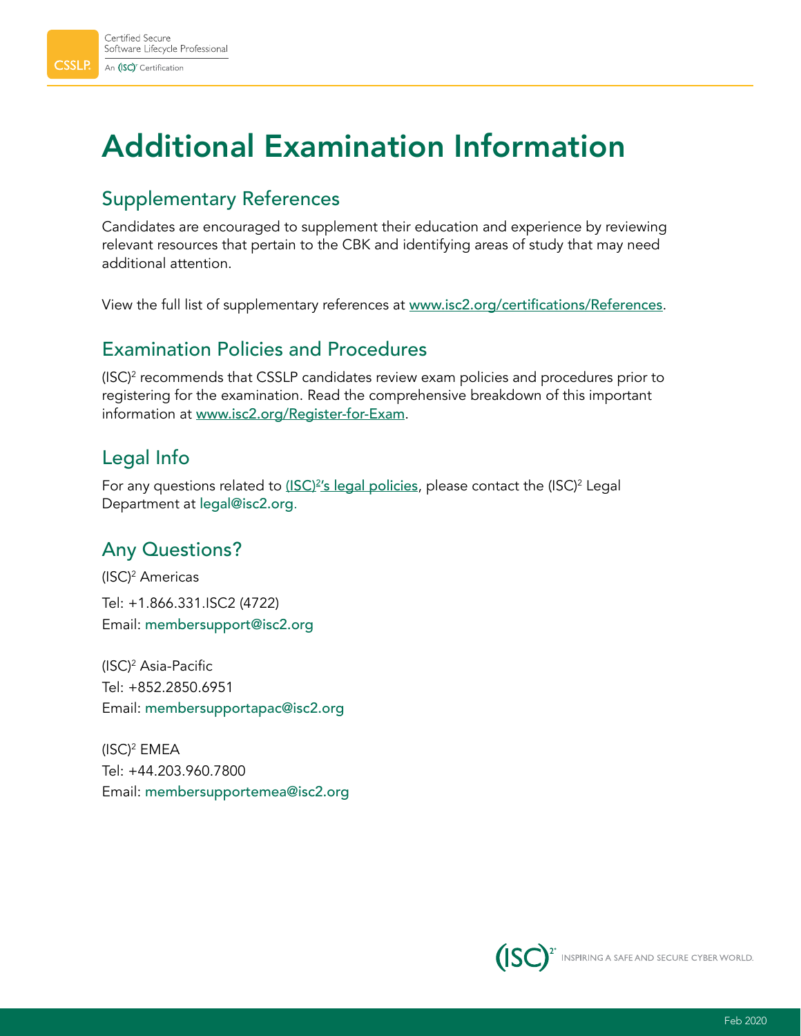# Additional Examination Information

## Supplementary References

Candidates are encouraged to supplement their education and experience by reviewing relevant resources that pertain to the CBK and identifying areas of study that may need additional attention.

View the full list of supplementary references at www.isc2.org/certifications/References.

## Examination Policies and Procedures

(ISC)² recommends that CSSLP candidates review exam policies and procedures prior to registering for the examination. Read the comprehensive breakdown of this important information at www.isc2.org/Register-for-Exam.

## Legal Info

For any questions related to (ISC)²'s legal policies, please contact the (ISC)² Legal Department at legal@isc2.org.

## Any Questions?

(ISC)² Americas
Tel: +1.866.331.ISC2 (4722)
Email: membersupport@isc2.org

(ISC)² Asia-Pacific
Tel: +852.2850.6951
Email: membersupportapac@isc2.org

(ISC)² EMEA
Tel: +44.203.960.7800
Email: membersupportemea@isc2.org

INSPIRING A SAFE AND SECURE CYBER WORLD.

Feb 2020